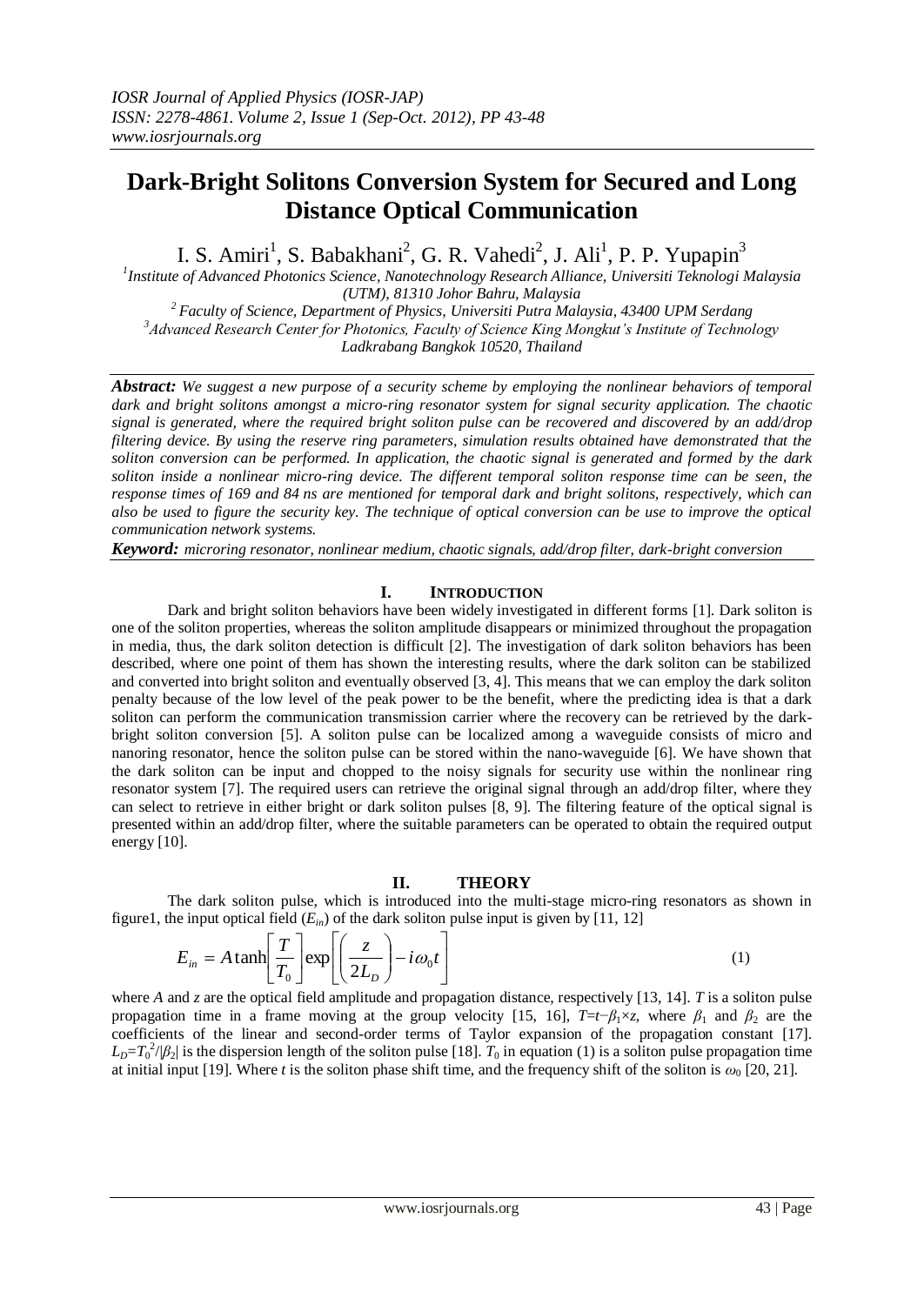# Dark-Bright Solitons Conversion System for Secured and Long Distance Optical Communication

I. S. Amiri[1], S. Babakhani[2], G. R. Vahedi[2], J. Ali[1], P. P. Yupapin[3]

[1]*Institute of Advanced Photonics Science, Nanotechnology Research Alliance, Universiti Teknologi Malaysia (UTM), 81310 Johor Bahru, Malaysia*

[2]*Faculty of Science, Department of Physics, Universiti Putra Malaysia, 43400 UPM Serdang*

[3]*Advanced Research Center for Photonics, Faculty of Science King Mongkut's Institute of Technology Ladkrabang Bangkok 10520, Thailand*

***Abstract:*** *We suggest a new purpose of a security scheme by employing the nonlinear behaviors of temporal dark and bright solitons amongst a micro-ring resonator system for signal security application. The chaotic signal is generated, where the required bright soliton pulse can be recovered and discovered by an add/drop filtering device. By using the reserve ring parameters, simulation results obtained have demonstrated that the soliton conversion can be performed. In application, the chaotic signal is generated and formed by the dark soliton inside a nonlinear micro-ring device. The different temporal soliton response time can be seen, the response times of 169 and 84 ns are mentioned for temporal dark and bright solitons, respectively, which can also be used to figure the security key. The technique of optical conversion can be use to improve the optical communication network systems.*

***Keyword:*** *microring resonator, nonlinear medium, chaotic signals, add/drop filter, dark-bright conversion*

## I. INTRODUCTION

Dark and bright soliton behaviors have been widely investigated in different forms [1]. Dark soliton is one of the soliton properties, whereas the soliton amplitude disappears or minimized throughout the propagation in media, thus, the dark soliton detection is difficult [2]. The investigation of dark soliton behaviors has been described, where one point of them has shown the interesting results, where the dark soliton can be stabilized and converted into bright soliton and eventually observed [3, 4]. This means that we can employ the dark soliton penalty because of the low level of the peak power to be the benefit, where the predicting idea is that a dark soliton can perform the communication transmission carrier where the recovery can be retrieved by the dark-bright soliton conversion [5]. A soliton pulse can be localized among a waveguide consists of micro and nanoring resonator, hence the soliton pulse can be stored within the nano-waveguide [6]. We have shown that the dark soliton can be input and chopped to the noisy signals for security use within the nonlinear ring resonator system [7]. The required users can retrieve the original signal through an add/drop filter, where they can select to retrieve in either bright or dark soliton pulses [8, 9]. The filtering feature of the optical signal is presented within an add/drop filter, where the suitable parameters can be operated to obtain the required output energy [10].

## II. THEORY

The dark soliton pulse, which is introduced into the multi-stage micro-ring resonators as shown in figure1, the input optical field ($E_{in}$) of the dark soliton pulse input is given by [11, 12]

$$E_{in} = A\tanh\left[\frac{T}{T_0}\right]\exp\left[\left(\frac{z}{2L_D}\right) - i\omega_0 t\right] \tag{1}$$

where *A* and *z* are the optical field amplitude and propagation distance, respectively [13, 14]. *T* is a soliton pulse propagation time in a frame moving at the group velocity [15, 16], $T=t-\beta_1 \times z$, where $\beta_1$ and $\beta_2$ are the coefficients of the linear and second-order terms of Taylor expansion of the propagation constant [17]. $L_D=T_0^2/|\beta_2|$ is the dispersion length of the soliton pulse [18]. $T_0$ in equation (1) is a soliton pulse propagation time at initial input [19]. Where *t* is the soliton phase shift time, and the frequency shift of the soliton is $\omega_0$ [20, 21].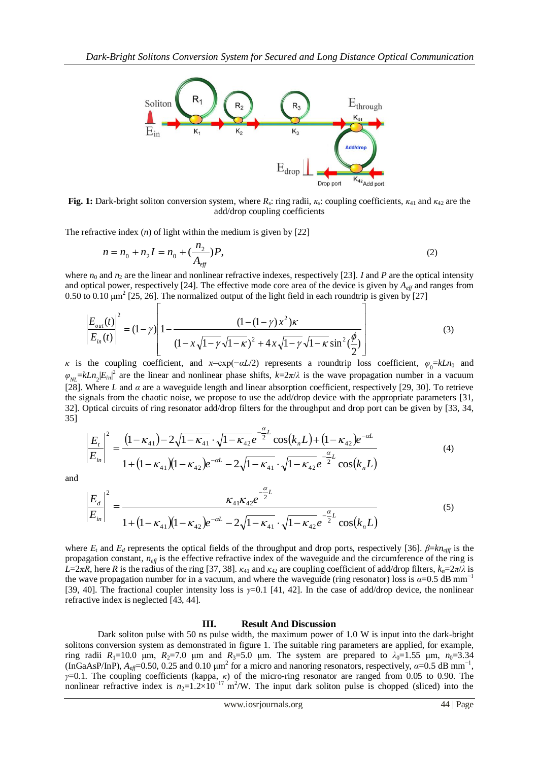**Fig. 1:** Dark-bright soliton conversion system, where $R_s$: ring radii, $\kappa_s$: coupling coefficients, $\kappa_{41}$ and $\kappa_{42}$ are the add/drop coupling coefficients

The refractive index ($n$) of light within the medium is given by [22]

$$n = n_0 + n_2 I = n_0 + \left(\frac{n_2}{A_{eff}}\right)P, \tag{2}$$

where $n_0$ and $n_2$ are the linear and nonlinear refractive indexes, respectively [23]. $I$ and $P$ are the optical intensity and optical power, respectively [24]. The effective mode core area of the device is given by $A_{eff}$ and ranges from 0.50 to 0.10 μm$^2$ [25, 26]. The normalized output of the light field in each roundtrip is given by [27]

$$\left|\frac{E_{out}(t)}{E_{in}(t)}\right|^2 = (1-\gamma)\left[1 - \frac{(1-(1-\gamma)x^2)\kappa}{(1-x\sqrt{1-\gamma}\sqrt{1-\kappa})^2 + 4x\sqrt{1-\gamma}\sqrt{1-\kappa}\sin^2(\frac{\phi}{2})}\right] \tag{3}$$

$\kappa$ is the coupling coefficient, and $x=\exp(-\alpha L/2)$ represents a roundtrip loss coefficient, $\varphi_0=kLn_0$ and $\varphi_{NL}=kLn_2|E_{in}|^2$ are the linear and nonlinear phase shifts, $k=2\pi/\lambda$ is the wave propagation number in a vacuum [28]. Where $L$ and $\alpha$ are a waveguide length and linear absorption coefficient, respectively [29, 30]. To retrieve the signals from the chaotic noise, we propose to use the add/drop device with the appropriate parameters [31, 32]. Optical circuits of ring resonator add/drop filters for the throughput and drop port can be given by [33, 34, 35]

$$\left|\frac{E_t}{E_{in}}\right|^2 = \frac{(1-\kappa_{41}) - 2\sqrt{1-\kappa_{41}}\cdot\sqrt{1-\kappa_{42}}\,e^{-\frac{\alpha}{2}L}\cos(k_n L) + (1-\kappa_{42})e^{-\alpha L}}{1 + (1-\kappa_{41})(1-\kappa_{42})e^{-\alpha L} - 2\sqrt{1-\kappa_{41}}\cdot\sqrt{1-\kappa_{42}}\,e^{-\frac{\alpha}{2}L}\cos(k_n L)} \tag{4}$$

and

$$\left|\frac{E_d}{E_{in}}\right|^2 = \frac{\kappa_{41}\kappa_{42}e^{-\frac{\alpha}{2}L}}{1 + (1-\kappa_{41})(1-\kappa_{42})e^{-\alpha L} - 2\sqrt{1-\kappa_{41}}\cdot\sqrt{1-\kappa_{42}}\,e^{-\frac{\alpha}{2}L}\cos(k_n L)} \tag{5}$$

where $E_t$ and $E_d$ represents the optical fields of the throughput and drop ports, respectively [36]. $\beta=kn_{eff}$ is the propagation constant, $n_{eff}$ is the effective refractive index of the waveguide and the circumference of the ring is $L=2\pi R$, here $R$ is the radius of the ring [37, 38]. $\kappa_{41}$ and $\kappa_{42}$ are coupling coefficient of add/drop filters, $k_n=2\pi/\lambda$ is the wave propagation number for in a vacuum, and where the waveguide (ring resonator) loss is $\alpha$=0.5 dB mm$^{-1}$ [39, 40]. The fractional coupler intensity loss is $\gamma$=0.1 [41, 42]. In the case of add/drop device, the nonlinear refractive index is neglected [43, 44].

## III. Result And Discussion

Dark soliton pulse with 50 ns pulse width, the maximum power of 1.0 W is input into the dark-bright solitons conversion system as demonstrated in figure 1. The suitable ring parameters are applied, for example, ring radii $R_1$=10.0 μm, $R_2$=7.0 μm and $R_3$=5.0 μm. The system are prepared to $\lambda_0$=1.55 μm, $n_0$=3.34 (InGaAsP/InP), $A_{eff}$=0.50, 0.25 and 0.10 μm$^2$ for a micro and nanoring resonators, respectively, $\alpha$=0.5 dB mm$^{-1}$, $\gamma$=0.1. The coupling coefficients (kappa, $\kappa$) of the micro-ring resonator are ranged from 0.05 to 0.90. The nonlinear refractive index is $n_2$=1.2×10$^{-17}$ m$^2$/W. The input dark soliton pulse is chopped (sliced) into the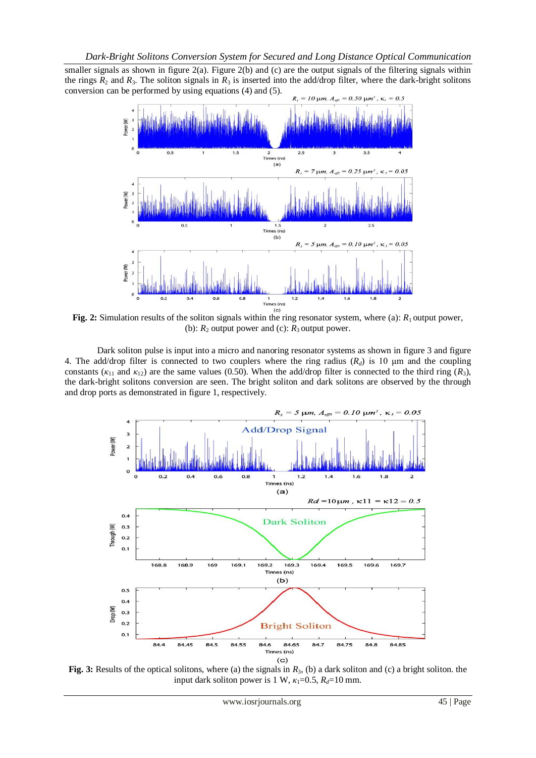smaller signals as shown in figure 2(a). Figure 2(b) and (c) are the output signals of the filtering signals within the rings $R_2$ and $R_3$. The soliton signals in $R_3$ is inserted into the add/drop filter, where the dark-bright solitons conversion can be performed by using equations (4) and (5).

**Fig. 2:** Simulation results of the soliton signals within the ring resonator system, where (a): $R_1$ output power, (b): $R_2$ output power and (c): $R_3$ output power.

Dark soliton pulse is input into a micro and nanoring resonator systems as shown in figure 3 and figure 4. The add/drop filter is connected to two couplers where the ring radius ($R_d$) is 10 μm and the coupling constants ($\kappa_{11}$ and $\kappa_{12}$) are the same values (0.50). When the add/drop filter is connected to the third ring ($R_3$), the dark-bright solitons conversion are seen. The bright soliton and dark solitons are observed by the through and drop ports as demonstrated in figure 1, respectively.

**Fig. 3:** Results of the optical solitons, where (a) the signals in $R_3$, (b) a dark soliton and (c) a bright soliton. the input dark soliton power is 1 W, $\kappa_1$=0.5, $R_d$=10 mm.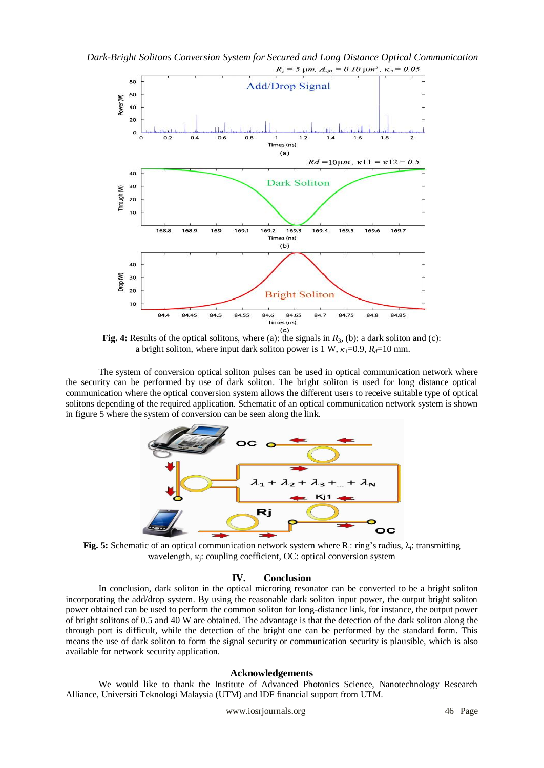**Fig. 4:** Results of the optical solitons, where (a): the signals in $R_3$, (b): a dark soliton and (c): a bright soliton, where input dark soliton power is 1 W, $\kappa_1$=0.9, $R_d$=10 mm.

The system of conversion optical soliton pulses can be used in optical communication network where the security can be performed by use of dark soliton. The bright soliton is used for long distance optical communication where the optical conversion system allows the different users to receive suitable type of optical solitons depending of the required application. Schematic of an optical communication network system is shown in figure 5 where the system of conversion can be seen along the link.

**Fig. 5:** Schematic of an optical communication network system where $R_j$: ring's radius, $\lambda_i$: transmitting wavelength, $\kappa_j$: coupling coefficient, OC: optical conversion system

## IV. Conclusion

In conclusion, dark soliton in the optical microring resonator can be converted to be a bright soliton incorporating the add/drop system. By using the reasonable dark soliton input power, the output bright soliton power obtained can be used to perform the common soliton for long-distance link, for instance, the output power of bright solitons of 0.5 and 40 W are obtained. The advantage is that the detection of the dark soliton along the through port is difficult, while the detection of the bright one can be performed by the standard form. This means the use of dark soliton to form the signal security or communication security is plausible, which is also available for network security application.

## Acknowledgements

We would like to thank the Institute of Advanced Photonics Science, Nanotechnology Research Alliance, Universiti Teknologi Malaysia (UTM) and IDF financial support from UTM.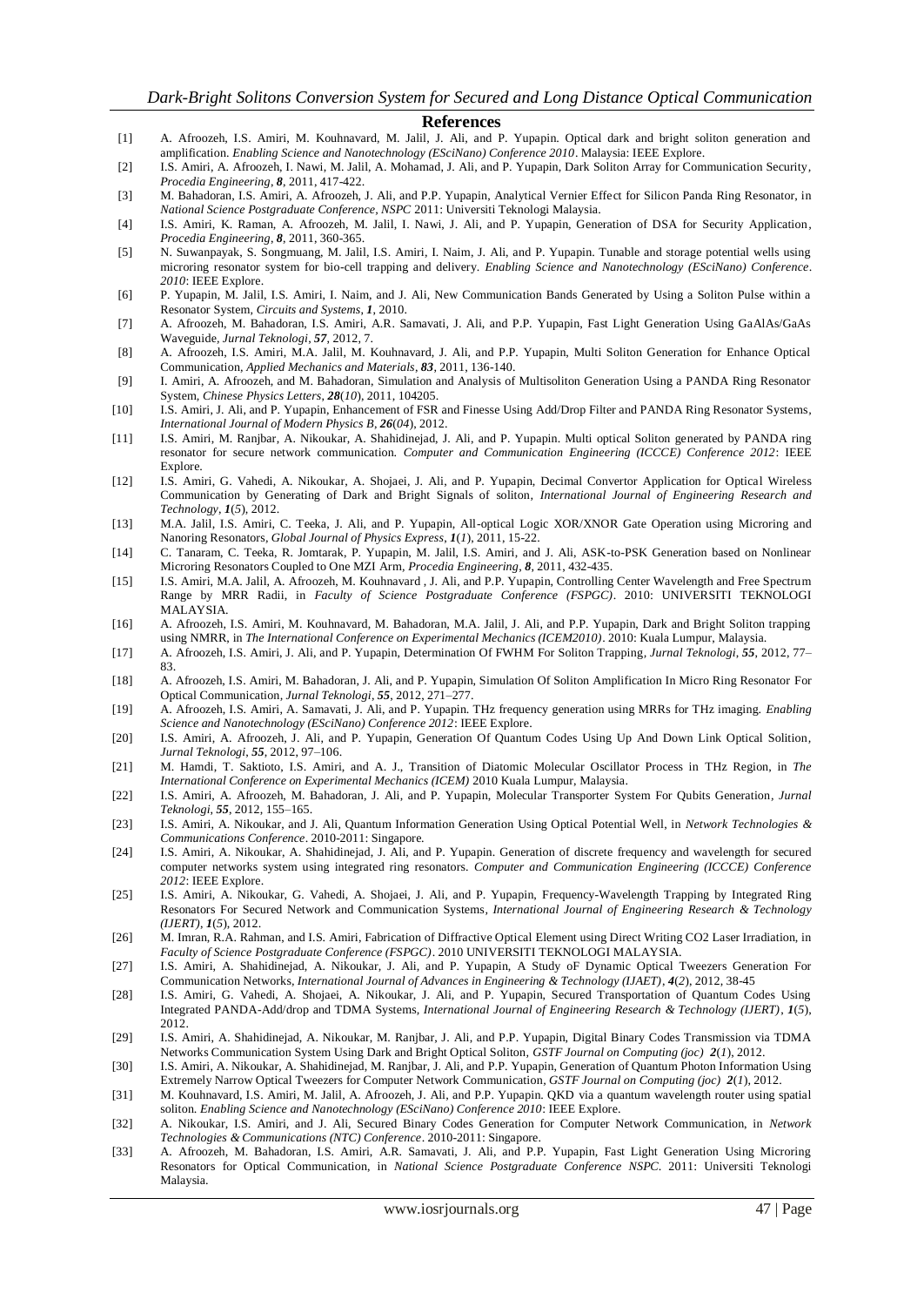## References

[1] A. Afroozeh, I.S. Amiri, M. Kouhnavard, M. Jalil, J. Ali, and P. Yupapin. Optical dark and bright soliton generation and amplification. *Enabling Science and Nanotechnology (ESciNano) Conference 2010*. Malaysia: IEEE Explore.

[2] I.S. Amiri, A. Afroozeh, I. Nawi, M. Jalil, A. Mohamad, J. Ali, and P. Yupapin, Dark Soliton Array for Communication Security, *Procedia Engineering*, ***8***, 2011, 417-422.

[3] M. Bahadoran, I.S. Amiri, A. Afroozeh, J. Ali, and P.P. Yupapin, Analytical Vernier Effect for Silicon Panda Ring Resonator, in *National Science Postgraduate Conference, NSPC* 2011: Universiti Teknologi Malaysia.

[4] I.S. Amiri, K. Raman, A. Afroozeh, M. Jalil, I. Nawi, J. Ali, and P. Yupapin, Generation of DSA for Security Application, *Procedia Engineering*, ***8***, 2011, 360-365.

[5] N. Suwanpayak, S. Songmuang, M. Jalil, I.S. Amiri, I. Naim, J. Ali, and P. Yupapin. Tunable and storage potential wells using microring resonator system for bio-cell trapping and delivery. *Enabling Science and Nanotechnology (ESciNano) Conference. 2010*: IEEE Explore.

[6] P. Yupapin, M. Jalil, I.S. Amiri, I. Naim, and J. Ali, New Communication Bands Generated by Using a Soliton Pulse within a Resonator System, *Circuits and Systems*, ***1***, 2010.

[7] A. Afroozeh, M. Bahadoran, I.S. Amiri, A.R. Samavati, J. Ali, and P.P. Yupapin, Fast Light Generation Using GaAlAs/GaAs Waveguide, *Jurnal Teknologi*, ***57***, 2012, 7.

[8] A. Afroozeh, I.S. Amiri, M.A. Jalil, M. Kouhnavard, J. Ali, and P.P. Yupapin, Multi Soliton Generation for Enhance Optical Communication, *Applied Mechanics and Materials*, ***83***, 2011, 136-140.

[9] I. Amiri, A. Afroozeh, and M. Bahadoran, Simulation and Analysis of Multisoliton Generation Using a PANDA Ring Resonator System, *Chinese Physics Letters*, ***28***(*10*), 2011, 104205.

[10] I.S. Amiri, J. Ali, and P. Yupapin, Enhancement of FSR and Finesse Using Add/Drop Filter and PANDA Ring Resonator Systems, *International Journal of Modern Physics B*, ***26***(*04*), 2012.

[11] I.S. Amiri, M. Ranjbar, A. Nikoukar, A. Shahidinejad, J. Ali, and P. Yupapin. Multi optical Soliton generated by PANDA ring resonator for secure network communication. *Computer and Communication Engineering (ICCCE) Conference 2012*: IEEE Explore.

[12] I.S. Amiri, G. Vahedi, A. Nikoukar, A. Shojaei, J. Ali, and P. Yupapin, Decimal Convertor Application for Optical Wireless Communication by Generating of Dark and Bright Signals of soliton, *International Journal of Engineering Research and Technology*, ***1***(*5*), 2012.

[13] M.A. Jalil, I.S. Amiri, C. Teeka, J. Ali, and P. Yupapin, All-optical Logic XOR/XNOR Gate Operation using Microring and Nanoring Resonators, *Global Journal of Physics Express*, ***1***(*1*), 2011, 15-22.

[14] C. Tanaram, C. Teeka, R. Jomtarak, P. Yupapin, M. Jalil, I.S. Amiri, and J. Ali, ASK-to-PSK Generation based on Nonlinear Microring Resonators Coupled to One MZI Arm, *Procedia Engineering*, ***8***, 2011, 432-435.

[15] I.S. Amiri, M.A. Jalil, A. Afroozeh, M. Kouhnavard , J. Ali, and P.P. Yupapin, Controlling Center Wavelength and Free Spectrum Range by MRR Radii, in *Faculty of Science Postgraduate Conference (FSPGC)*. 2010: UNIVERSITI TEKNOLOGI MALAYSIA.

[16] A. Afroozeh, I.S. Amiri, M. Kouhnavard, M. Bahadoran, M.A. Jalil, J. Ali, and P.P. Yupapin, Dark and Bright Soliton trapping using NMRR, in *The International Conference on Experimental Mechanics (ICEM2010)*. 2010: Kuala Lumpur, Malaysia.

[17] A. Afroozeh, I.S. Amiri, J. Ali, and P. Yupapin, Determination Of FWHM For Soliton Trapping, *Jurnal Teknologi*, ***55***, 2012, 77–83.

[18] A. Afroozeh, I.S. Amiri, M. Bahadoran, J. Ali, and P. Yupapin, Simulation Of Soliton Amplification In Micro Ring Resonator For Optical Communication, *Jurnal Teknologi*, ***55***, 2012, 271–277.

[19] A. Afroozeh, I.S. Amiri, A. Samavati, J. Ali, and P. Yupapin. THz frequency generation using MRRs for THz imaging. *Enabling Science and Nanotechnology (ESciNano) Conference 2012*: IEEE Explore.

[20] I.S. Amiri, A. Afroozeh, J. Ali, and P. Yupapin, Generation Of Quantum Codes Using Up And Down Link Optical Solition, *Jurnal Teknologi*, ***55***, 2012, 97–106.

[21] M. Hamdi, T. Saktioto, I.S. Amiri, and A. J., Transition of Diatomic Molecular Oscillator Process in THz Region, in *The International Conference on Experimental Mechanics (ICEM)* 2010 Kuala Lumpur, Malaysia.

[22] I.S. Amiri, A. Afroozeh, M. Bahadoran, J. Ali, and P. Yupapin, Molecular Transporter System For Qubits Generation, *Jurnal Teknologi*, ***55***, 2012, 155–165.

[23] I.S. Amiri, A. Nikoukar, and J. Ali, Quantum Information Generation Using Optical Potential Well, in *Network Technologies & Communications Conference*. 2010-2011: Singapore.

[24] I.S. Amiri, A. Nikoukar, A. Shahidinejad, J. Ali, and P. Yupapin. Generation of discrete frequency and wavelength for secured computer networks system using integrated ring resonators. *Computer and Communication Engineering (ICCCE) Conference 2012*: IEEE Explore.

[25] I.S. Amiri, A. Nikoukar, G. Vahedi, A. Shojaei, J. Ali, and P. Yupapin, Frequency-Wavelength Trapping by Integrated Ring Resonators For Secured Network and Communication Systems, *International Journal of Engineering Research & Technology (IJERT)*, ***1***(*5*), 2012.

[26] M. Imran, R.A. Rahman, and I.S. Amiri, Fabrication of Diffractive Optical Element using Direct Writing CO2 Laser Irradiation, in *Faculty of Science Postgraduate Conference (FSPGC)*. 2010 UNIVERSITI TEKNOLOGI MALAYSIA.

[27] I.S. Amiri, A. Shahidinejad, A. Nikoukar, J. Ali, and P. Yupapin, A Study oF Dynamic Optical Tweezers Generation For Communication Networks, *International Journal of Advances in Engineering & Technology (IJAET)*, ***4***(*2*), 2012, 38-45

[28] I.S. Amiri, G. Vahedi, A. Shojaei, A. Nikoukar, J. Ali, and P. Yupapin, Secured Transportation of Quantum Codes Using Integrated PANDA-Add/drop and TDMA Systems, *International Journal of Engineering Research & Technology (IJERT)*, ***1***(*5*), 2012.

[29] I.S. Amiri, A. Shahidinejad, A. Nikoukar, M. Ranjbar, J. Ali, and P.P. Yupapin, Digital Binary Codes Transmission via TDMA Networks Communication System Using Dark and Bright Optical Soliton, *GSTF Journal on Computing (joc)* ***2***(*1*), 2012.

[30] I.S. Amiri, A. Nikoukar, A. Shahidinejad, M. Ranjbar, J. Ali, and P.P. Yupapin, Generation of Quantum Photon Information Using Extremely Narrow Optical Tweezers for Computer Network Communication, *GSTF Journal on Computing (joc)* ***2***(*1*), 2012.

[31] M. Kouhnavard, I.S. Amiri, M. Jalil, A. Afroozeh, J. Ali, and P.P. Yupapin. QKD via a quantum wavelength router using spatial soliton. *Enabling Science and Nanotechnology (ESciNano) Conference 2010*: IEEE Explore.

[32] A. Nikoukar, I.S. Amiri, and J. Ali, Secured Binary Codes Generation for Computer Network Communication, in *Network Technologies & Communications (NTC) Conference*. 2010-2011: Singapore.

[33] A. Afroozeh, M. Bahadoran, I.S. Amiri, A.R. Samavati, J. Ali, and P.P. Yupapin, Fast Light Generation Using Microring Resonators for Optical Communication, in *National Science Postgraduate Conference NSPC*. 2011: Universiti Teknologi Malaysia.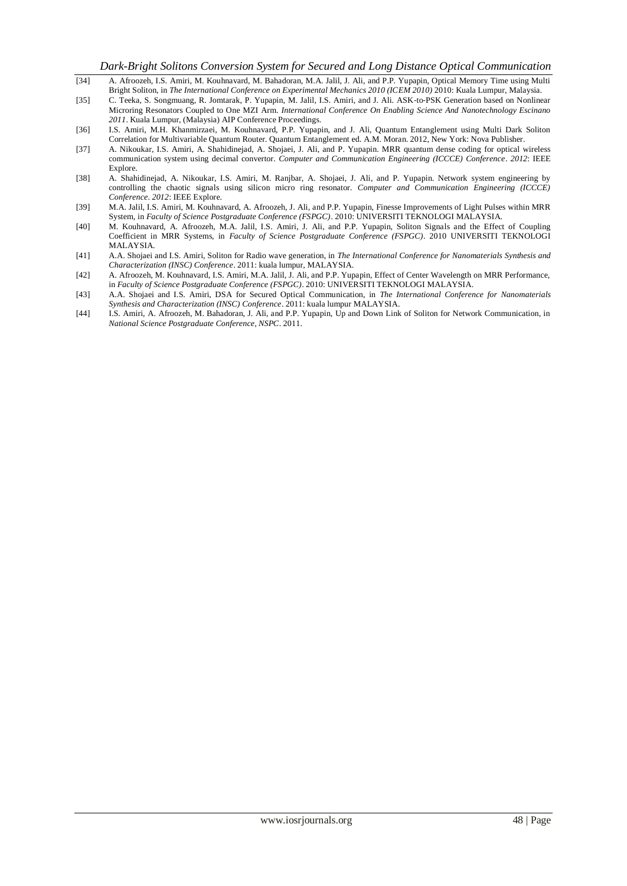[34] A. Afroozeh, I.S. Amiri, M. Kouhnavard, M. Bahadoran, M.A. Jalil, J. Ali, and P.P. Yupapin, Optical Memory Time using Multi Bright Soliton, in *The International Conference on Experimental Mechanics 2010 (ICEM 2010)* 2010: Kuala Lumpur, Malaysia.

[35] C. Teeka, S. Songmuang, R. Jomtarak, P. Yupapin, M. Jalil, I.S. Amiri, and J. Ali. ASK-to-PSK Generation based on Nonlinear Microring Resonators Coupled to One MZI Arm. *International Conference On Enabling Science And Nanotechnology Escinano 2011*. Kuala Lumpur, (Malaysia) AIP Conference Proceedings.

[36] I.S. Amiri, M.H. Khanmirzaei, M. Kouhnavard, P.P. Yupapin, and J. Ali, Quantum Entanglement using Multi Dark Soliton Correlation for Multivariable Quantum Router. Quantum Entanglement ed. A.M. Moran. 2012, New York: Nova Publisher.

[37] A. Nikoukar, I.S. Amiri, A. Shahidinejad, A. Shojaei, J. Ali, and P. Yupapin. MRR quantum dense coding for optical wireless communication system using decimal convertor. *Computer and Communication Engineering (ICCCE) Conference*. *2012*: IEEE Explore.

[38] A. Shahidinejad, A. Nikoukar, I.S. Amiri, M. Ranjbar, A. Shojaei, J. Ali, and P. Yupapin. Network system engineering by controlling the chaotic signals using silicon micro ring resonator. *Computer and Communication Engineering (ICCCE) Conference*. *2012*: IEEE Explore.

[39] M.A. Jalil, I.S. Amiri, M. Kouhnavard, A. Afroozeh, J. Ali, and P.P. Yupapin, Finesse Improvements of Light Pulses within MRR System, in *Faculty of Science Postgraduate Conference (FSPGC)*. 2010: UNIVERSITI TEKNOLOGI MALAYSIA.

[40] M. Kouhnavard, A. Afroozeh, M.A. Jalil, I.S. Amiri, J. Ali, and P.P. Yupapin, Soliton Signals and the Effect of Coupling Coefficient in MRR Systems, in *Faculty of Science Postgraduate Conference (FSPGC)*. 2010 UNIVERSITI TEKNOLOGI MALAYSIA.

[41] A.A. Shojaei and I.S. Amiri, Soliton for Radio wave generation, in *The International Conference for Nanomaterials Synthesis and Characterization (INSC) Conference*. 2011: kuala lumpur, MALAYSIA.

[42] A. Afroozeh, M. Kouhnavard, I.S. Amiri, M.A. Jalil, J. Ali, and P.P. Yupapin, Effect of Center Wavelength on MRR Performance, in *Faculty of Science Postgraduate Conference (FSPGC)*. 2010: UNIVERSITI TEKNOLOGI MALAYSIA.

[43] A.A. Shojaei and I.S. Amiri, DSA for Secured Optical Communication, in *The International Conference for Nanomaterials Synthesis and Characterization (INSC) Conference*. 2011: kuala lumpur MALAYSIA.

[44] I.S. Amiri, A. Afroozeh, M. Bahadoran, J. Ali, and P.P. Yupapin, Up and Down Link of Soliton for Network Communication, in *National Science Postgraduate Conference, NSPC*. 2011.